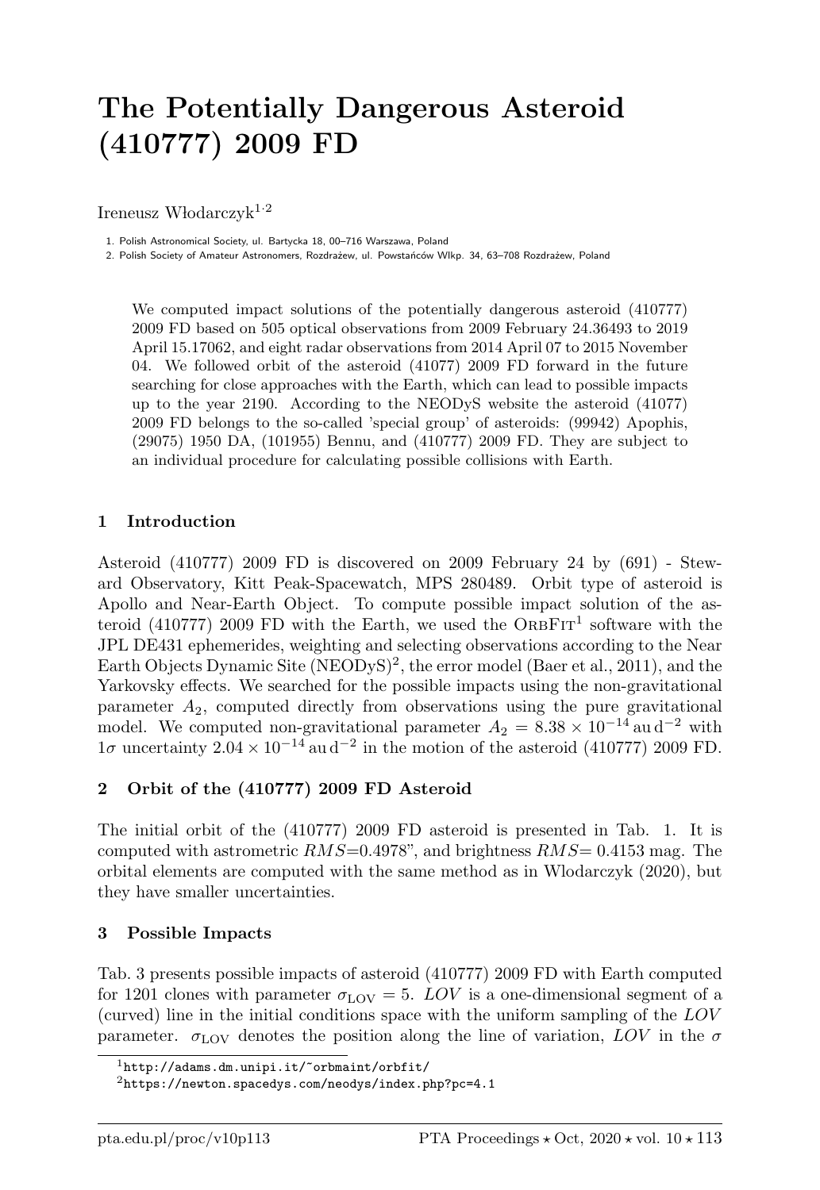# The Potentially Dangerous Asteroid (410777) 2009 FD

Ireneusz Włodarczyk[1,2]

1. Polish Astronomical Society, ul. Bartycka 18, 00–716 Warszawa, Poland
2. Polish Society of Amateur Astronomers, Rozdrażew, ul. Powstańców Wlkp. 34, 63–708 Rozdrażew, Poland

We computed impact solutions of the potentially dangerous asteroid (410777) 2009 FD based on 505 optical observations from 2009 February 24.36493 to 2019 April 15.17062, and eight radar observations from 2014 April 07 to 2015 November 04. We followed orbit of the asteroid (41077) 2009 FD forward in the future searching for close approaches with the Earth, which can lead to possible impacts up to the year 2190. According to the NEODyS website the asteroid (41077) 2009 FD belongs to the so-called 'special group' of asteroids: (99942) Apophis, (29075) 1950 DA, (101955) Bennu, and (410777) 2009 FD. They are subject to an individual procedure for calculating possible collisions with Earth.

## 1 Introduction

Asteroid (410777) 2009 FD is discovered on 2009 February 24 by (691) - Steward Observatory, Kitt Peak-Spacewatch, MPS 280489. Orbit type of asteroid is Apollo and Near-Earth Object. To compute possible impact solution of the asteroid (410777) 2009 FD with the Earth, we used the OrbFit[1] software with the JPL DE431 ephemerides, weighting and selecting observations according to the Near Earth Objects Dynamic Site (NEODyS)[2], the error model (Baer et al., 2011), and the Yarkovsky effects. We searched for the possible impacts using the non-gravitational parameter $A_2$, computed directly from observations using the pure gravitational model. We computed non-gravitational parameter $A_2 = 8.38 \times 10^{-14}\,\mathrm{au\,d^{-2}}$ with $1\sigma$ uncertainty $2.04 \times 10^{-14}\,\mathrm{au\,d^{-2}}$ in the motion of the asteroid (410777) 2009 FD.

## 2 Orbit of the (410777) 2009 FD Asteroid

The initial orbit of the (410777) 2009 FD asteroid is presented in Tab. 1. It is computed with astrometric *RMS*=0.4978", and brightness *RMS*= 0.4153 mag. The orbital elements are computed with the same method as in Wlodarczyk (2020), but they have smaller uncertainties.

## 3 Possible Impacts

Tab. 3 presents possible impacts of asteroid (410777) 2009 FD with Earth computed for 1201 clones with parameter $\sigma_{\mathrm{LOV}} = 5$. *LOV* is a one-dimensional segment of a (curved) line in the initial conditions space with the uniform sampling of the *LOV* parameter. $\sigma_{\mathrm{LOV}}$ denotes the position along the line of variation, *LOV* in the $\sigma$

[1] http://adams.dm.unipi.it/~orbmaint/orbfit/

[2] https://newton.spacedys.com/neodys/index.php?pc=4.1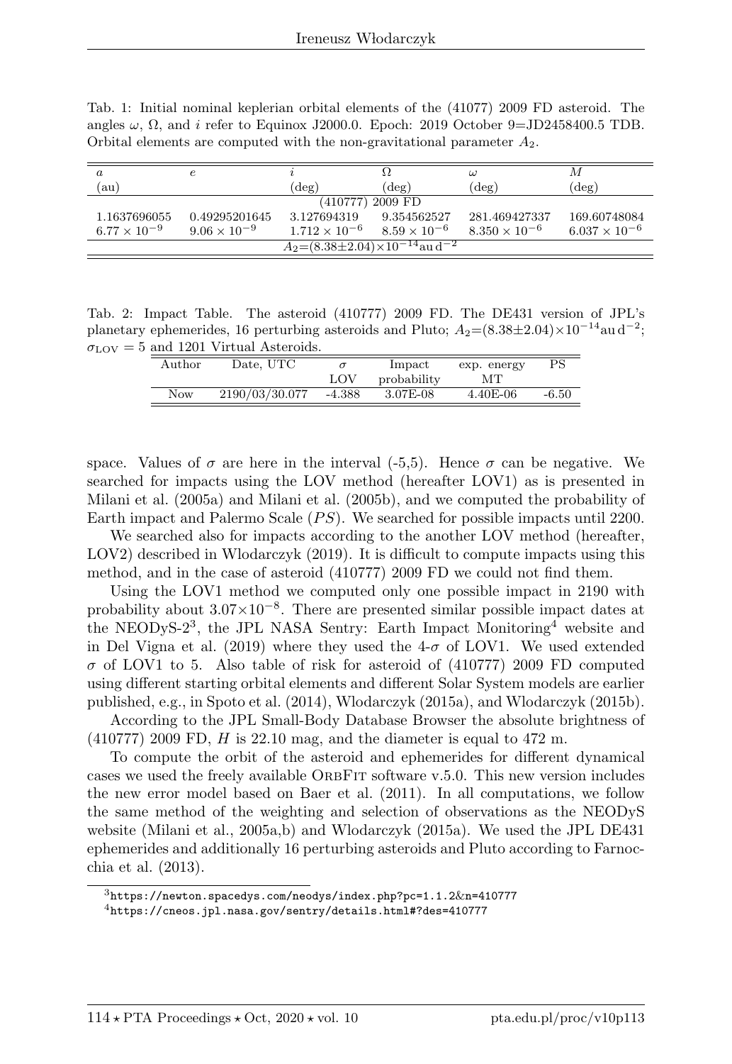Tab. 1: Initial nominal keplerian orbital elements of the (41077) 2009 FD asteroid. The angles $\omega$, $\Omega$, and $i$ refer to Equinox J2000.0. Epoch: 2019 October 9=JD2458400.5 TDB. Orbital elements are computed with the non-gravitational parameter $A_2$.

| $a$ (au) | $e$ | $i$ (deg) | $\Omega$ (deg) | $\omega$ (deg) | $M$ (deg) |
|---|---|---|---|---|---|
| (410777) 2009 FD | | | | | |
| 1.1637696055 | 0.49295201645 | 3.127694319 | 9.354562527 | 281.469427337 | 169.60748084 |
| $6.77 \times 10^{-9}$ | $9.06 \times 10^{-9}$ | $1.712 \times 10^{-6}$ | $8.59 \times 10^{-6}$ | $8.350 \times 10^{-6}$ | $6.037 \times 10^{-6}$ |
| $A_2$=(8.38±2.04)×$10^{-14}$au d$^{-2}$ | | | | | |

Tab. 2: Impact Table. The asteroid (410777) 2009 FD. The DE431 version of JPL's planetary ephemerides, 16 perturbing asteroids and Pluto; $A_2$=(8.38±2.04)×$10^{-14}$au d$^{-2}$; $\sigma_{\rm LOV} = 5$ and 1201 Virtual Asteroids.

| Author | Date, UTC | $\sigma$ LOV | Impact probability | exp. energy MT | PS |
|---|---|---|---|---|---|
| Now | 2190/03/30.077 | -4.388 | 3.07E-08 | 4.40E-06 | -6.50 |

space. Values of $\sigma$ are here in the interval (-5,5). Hence $\sigma$ can be negative. We searched for impacts using the LOV method (hereafter LOV1) as is presented in Milani et al. (2005a) and Milani et al. (2005b), and we computed the probability of Earth impact and Palermo Scale ($PS$). We searched for possible impacts until 2200.

We searched also for impacts according to the another LOV method (hereafter, LOV2) described in Wlodarczyk (2019). It is difficult to compute impacts using this method, and in the case of asteroid (410777) 2009 FD we could not find them.

Using the LOV1 method we computed only one possible impact in 2190 with probability about 3.07×$10^{-8}$. There are presented similar possible impact dates at the NEODyS-2[3], the JPL NASA Sentry: Earth Impact Monitoring[4] website and in Del Vigna et al. (2019) where they used the 4-$\sigma$ of LOV1. We used extended $\sigma$ of LOV1 to 5. Also table of risk for asteroid of (410777) 2009 FD computed using different starting orbital elements and different Solar System models are earlier published, e.g., in Spoto et al. (2014), Wlodarczyk (2015a), and Wlodarczyk (2015b).

According to the JPL Small-Body Database Browser the absolute brightness of (410777) 2009 FD, $H$ is 22.10 mag, and the diameter is equal to 472 m.

To compute the orbit of the asteroid and ephemerides for different dynamical cases we used the freely available OrbFit software v.5.0. This new version includes the new error model based on Baer et al. (2011). In all computations, we follow the same method of the weighting and selection of observations as the NEODyS website (Milani et al., 2005a,b) and Wlodarczyk (2015a). We used the JPL DE431 ephemerides and additionally 16 perturbing asteroids and Pluto according to Farnocchia et al. (2013).

[3] https://newton.spacedys.com/neodys/index.php?pc=1.1.2&n=410777

[4] https://cneos.jpl.nasa.gov/sentry/details.html#?des=410777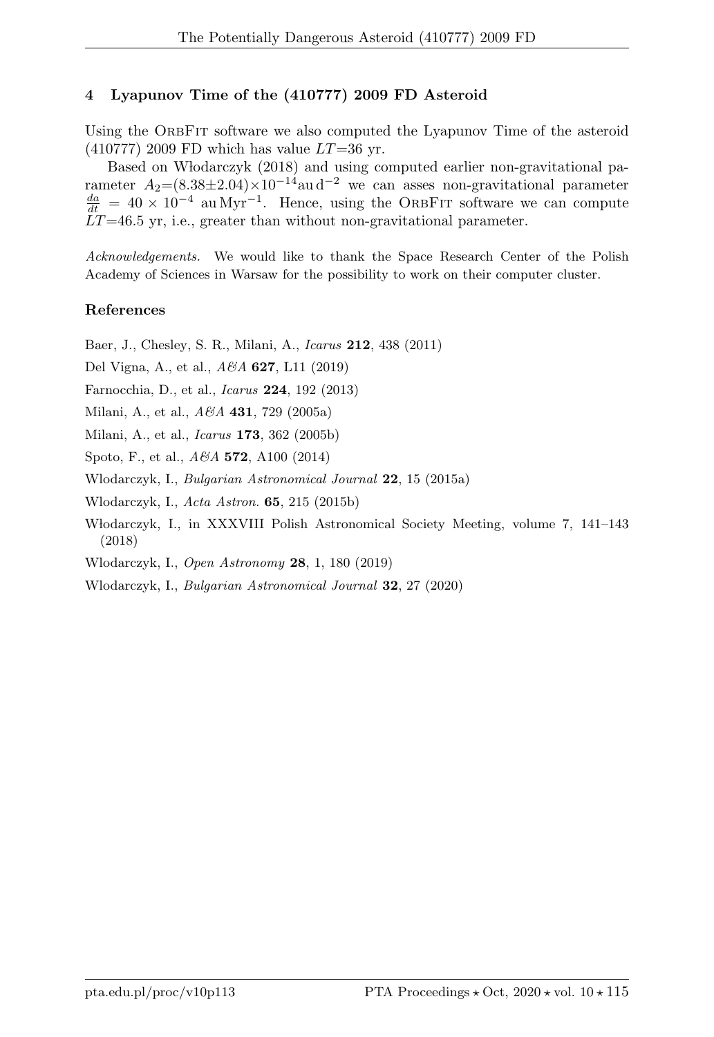## 4 Lyapunov Time of the (410777) 2009 FD Asteroid

Using the OrbFit software we also computed the Lyapunov Time of the asteroid (410777) 2009 FD which has value $LT$=36 yr.

Based on Włodarczyk (2018) and using computed earlier non-gravitational parameter $A_2$=(8.38±2.04)$\times 10^{-14}$au d$^{-2}$ we can asses non-gravitational parameter $\frac{da}{dt} = 40 \times 10^{-4}$ au Myr$^{-1}$. Hence, using the OrbFit software we can compute $LT$=46.5 yr, i.e., greater than without non-gravitational parameter.

*Acknowledgements.* We would like to thank the Space Research Center of the Polish Academy of Sciences in Warsaw for the possibility to work on their computer cluster.

### References

Baer, J., Chesley, S. R., Milani, A., *Icarus* **212**, 438 (2011)

Del Vigna, A., et al., *A&A* **627**, L11 (2019)

Farnocchia, D., et al., *Icarus* **224**, 192 (2013)

Milani, A., et al., *A&A* **431**, 729 (2005a)

Milani, A., et al., *Icarus* **173**, 362 (2005b)

Spoto, F., et al., *A&A* **572**, A100 (2014)

Wlodarczyk, I., *Bulgarian Astronomical Journal* **22**, 15 (2015a)

Wlodarczyk, I., *Acta Astron.* **65**, 215 (2015b)

Włodarczyk, I., in XXXVIII Polish Astronomical Society Meeting, volume 7, 141–143 (2018)

Wlodarczyk, I., *Open Astronomy* **28**, 1, 180 (2019)

Wlodarczyk, I., *Bulgarian Astronomical Journal* **32**, 27 (2020)